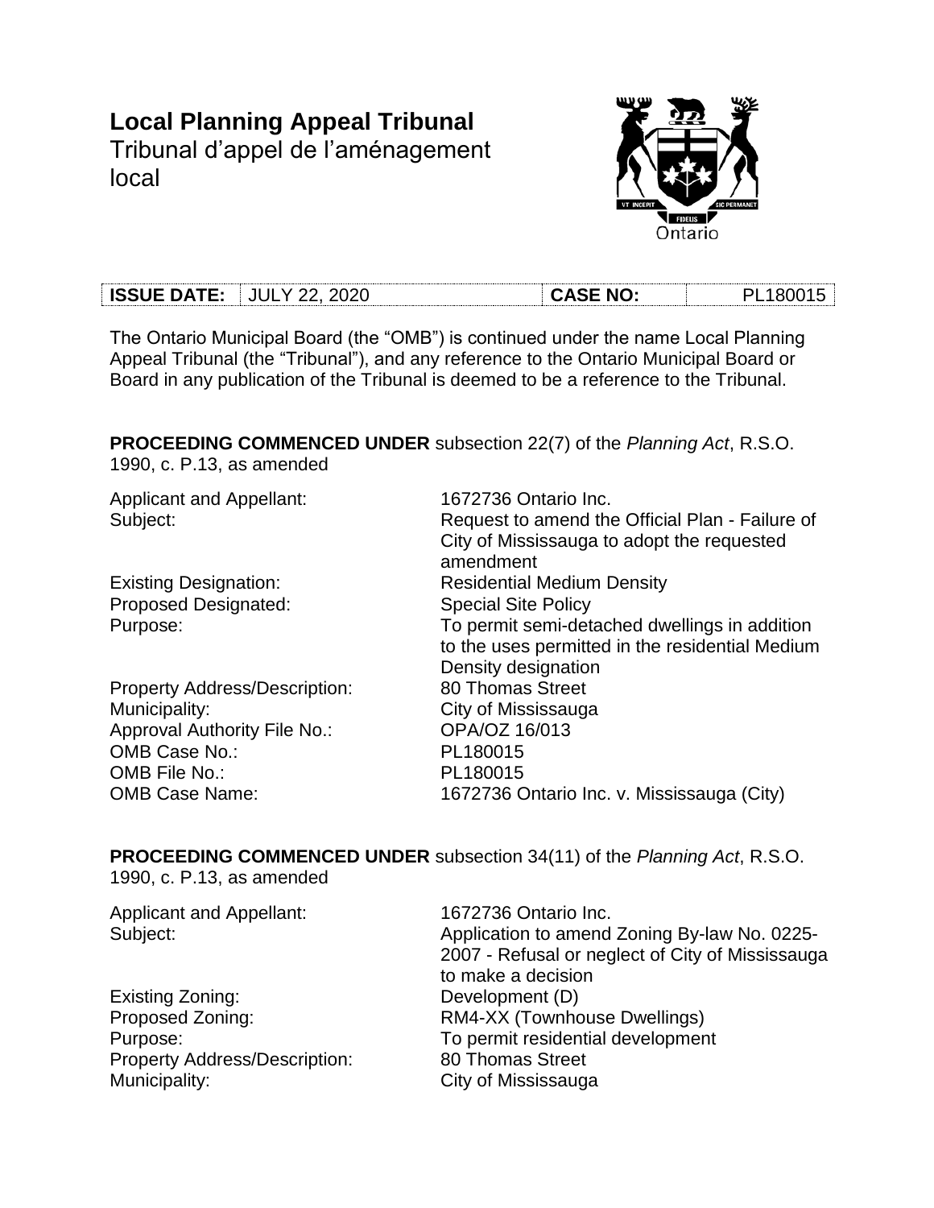# Local Planning Appeal Tribunal

Tribunal d'appel de l'aménagement local

| **ISSUE DATE:** | JULY 22, 2020 | **CASE NO:** | PL180015 |
|---|---|---|---|

The Ontario Municipal Board (the "OMB") is continued under the name Local Planning Appeal Tribunal (the "Tribunal"), and any reference to the Ontario Municipal Board or Board in any publication of the Tribunal is deemed to be a reference to the Tribunal.

**PROCEEDING COMMENCED UNDER** subsection 22(7) of the *Planning Act*, R.S.O. 1990, c. P.13, as amended

Applicant and Appellant: 1672736 Ontario Inc.
Subject: Request to amend the Official Plan - Failure of City of Mississauga to adopt the requested amendment
Existing Designation: Residential Medium Density
Proposed Designated: Special Site Policy
Purpose: To permit semi-detached dwellings in addition to the uses permitted in the residential Medium Density designation
Property Address/Description: 80 Thomas Street
Municipality: City of Mississauga
Approval Authority File No.: OPA/OZ 16/013
OMB Case No.: PL180015
OMB File No.: PL180015
OMB Case Name: 1672736 Ontario Inc. v. Mississauga (City)

**PROCEEDING COMMENCED UNDER** subsection 34(11) of the *Planning Act*, R.S.O. 1990, c. P.13, as amended

Applicant and Appellant: 1672736 Ontario Inc.
Subject: Application to amend Zoning By-law No. 0225-2007 - Refusal or neglect of City of Mississauga to make a decision
Existing Zoning: Development (D)
Proposed Zoning: RM4-XX (Townhouse Dwellings)
Purpose: To permit residential development
Property Address/Description: 80 Thomas Street
Municipality: City of Mississauga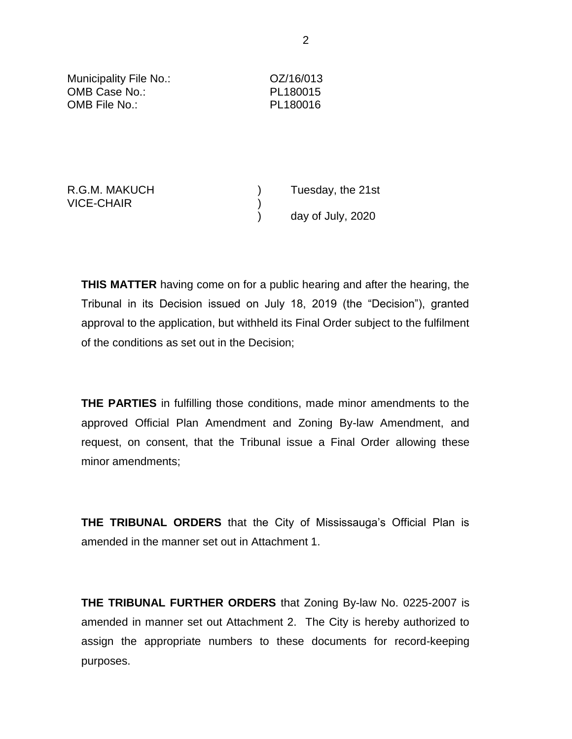Municipality File No.: OZ/16/013
OMB Case No.: PL180015
OMB File No.: PL180016

| | | |
|---|---|---|
| R.G.M. MAKUCH | ) | Tuesday, the 21st |
| VICE-CHAIR | ) | |
| | ) | day of July, 2020 |

**THIS MATTER** having come on for a public hearing and after the hearing, the Tribunal in its Decision issued on July 18, 2019 (the "Decision"), granted approval to the application, but withheld its Final Order subject to the fulfilment of the conditions as set out in the Decision;

**THE PARTIES** in fulfilling those conditions, made minor amendments to the approved Official Plan Amendment and Zoning By-law Amendment, and request, on consent, that the Tribunal issue a Final Order allowing these minor amendments;

**THE TRIBUNAL ORDERS** that the City of Mississauga's Official Plan is amended in the manner set out in Attachment 1.

**THE TRIBUNAL FURTHER ORDERS** that Zoning By-law No. 0225-2007 is amended in manner set out Attachment 2. The City is hereby authorized to assign the appropriate numbers to these documents for record-keeping purposes.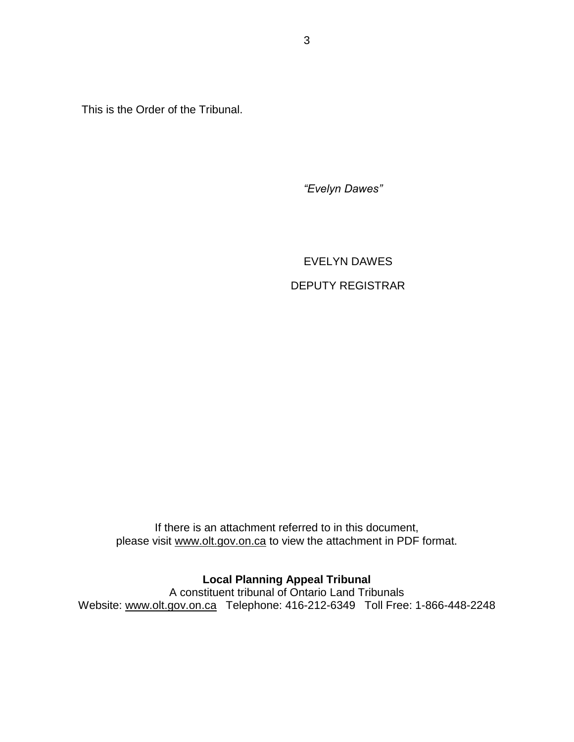This is the Order of the Tribunal.

*"Evelyn Dawes"*

EVELYN DAWES

DEPUTY REGISTRAR

If there is an attachment referred to in this document,
please visit www.olt.gov.on.ca to view the attachment in PDF format.

**Local Planning Appeal Tribunal**
A constituent tribunal of Ontario Land Tribunals
Website: www.olt.gov.on.ca Telephone: 416-212-6349 Toll Free: 1-866-448-2248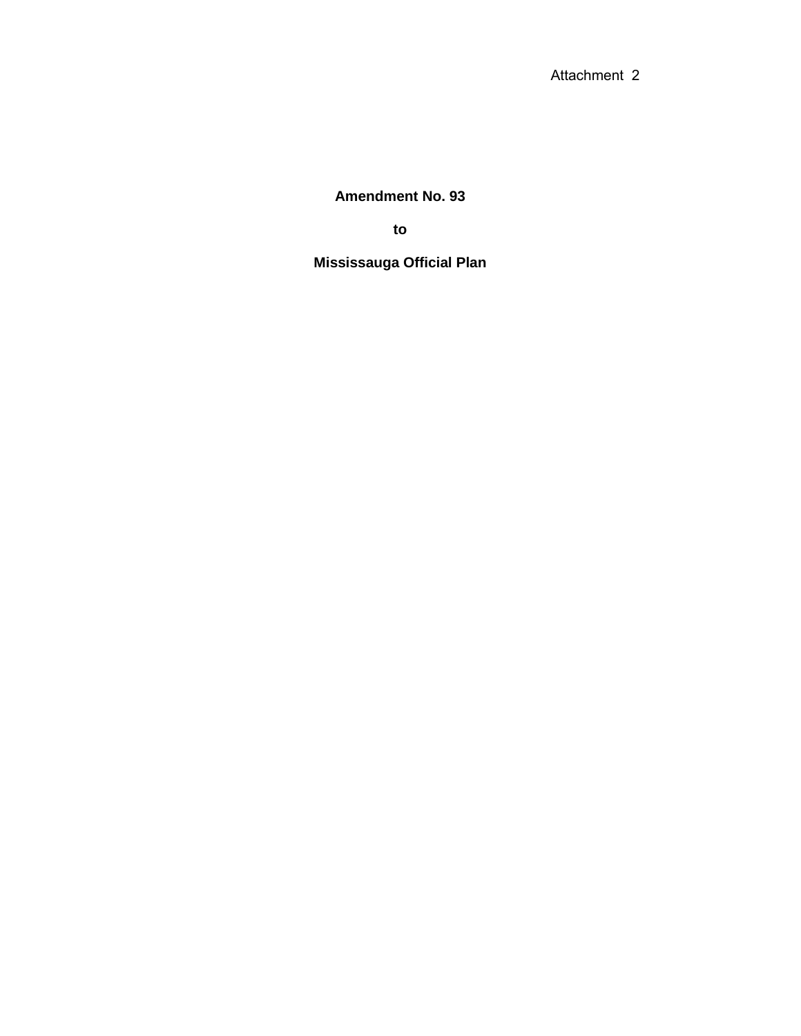Attachment 2

**Amendment No. 93**

**to**

**Mississauga Official Plan**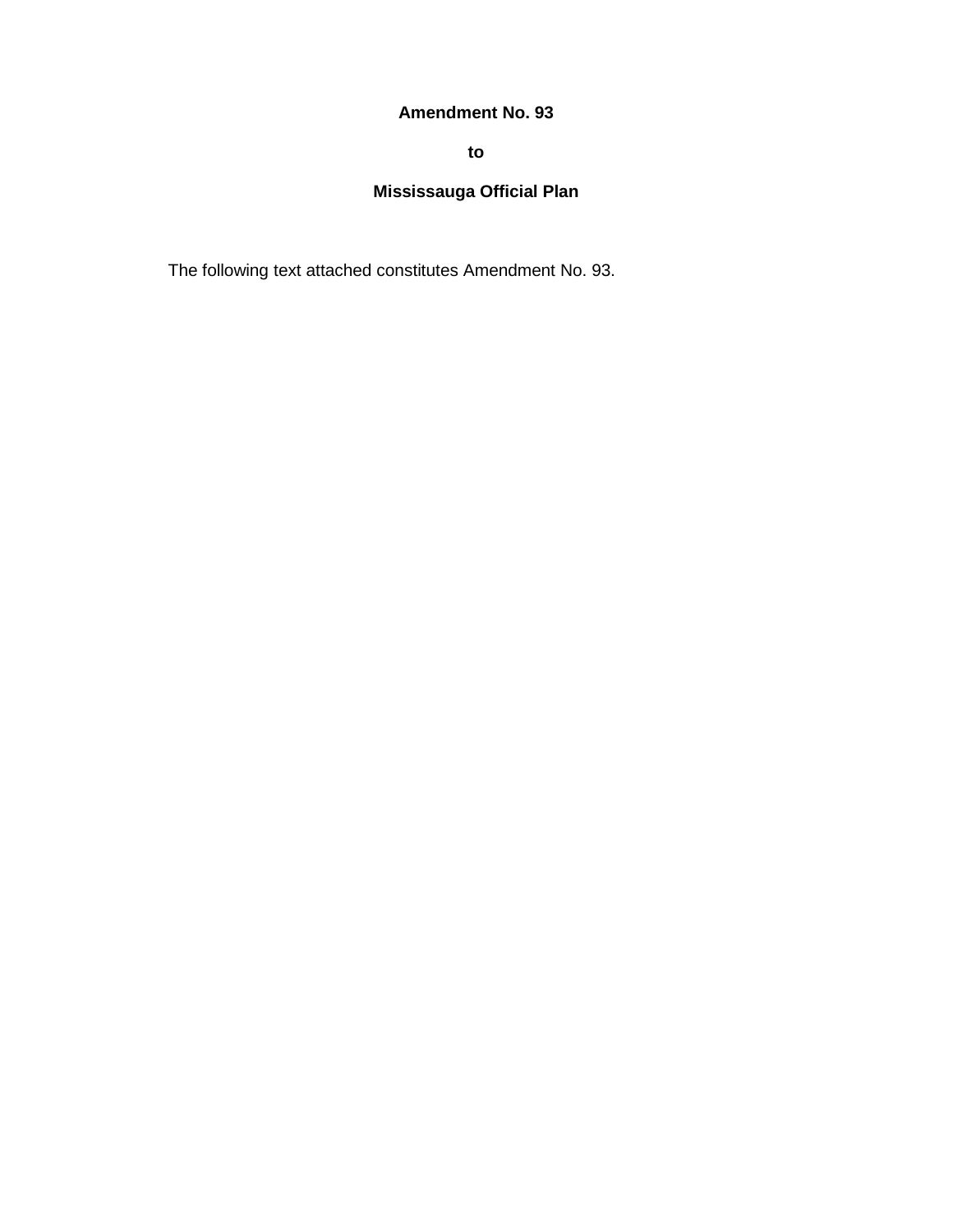**Amendment No. 93**

**to**

**Mississauga Official Plan**

The following text attached constitutes Amendment No. 93.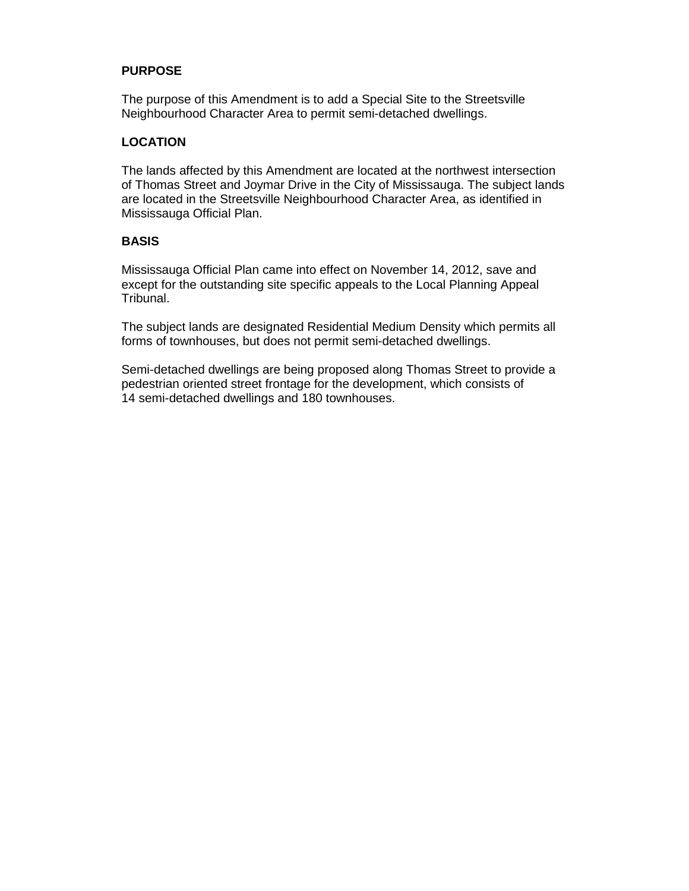**PURPOSE**

The purpose of this Amendment is to add a Special Site to the Streetsville Neighbourhood Character Area to permit semi-detached dwellings.

**LOCATION**

The lands affected by this Amendment are located at the northwest intersection of Thomas Street and Joymar Drive in the City of Mississauga. The subject lands are located in the Streetsville Neighbourhood Character Area, as identified in Mississauga Official Plan.

**BASIS**

Mississauga Official Plan came into effect on November 14, 2012, save and except for the outstanding site specific appeals to the Local Planning Appeal Tribunal.

The subject lands are designated Residential Medium Density which permits all forms of townhouses, but does not permit semi-detached dwellings.

Semi-detached dwellings are being proposed along Thomas Street to provide a pedestrian oriented street frontage for the development, which consists of 14 semi-detached dwellings and 180 townhouses.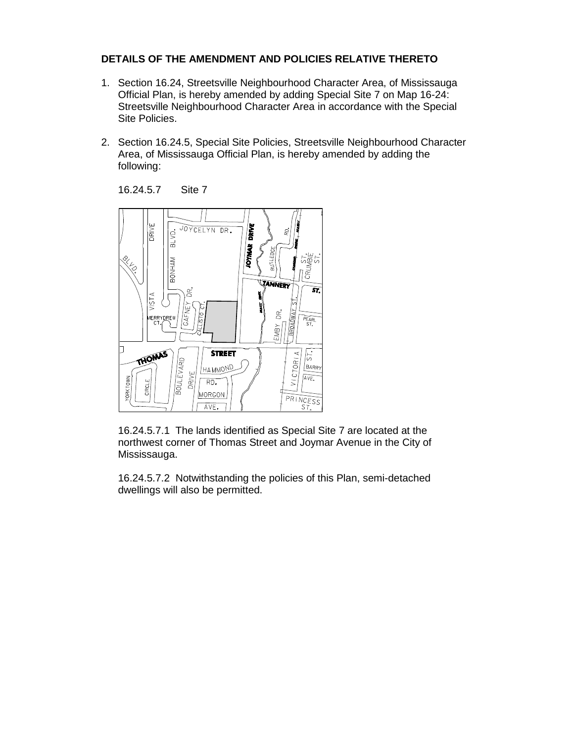**DETAILS OF THE AMENDMENT AND POLICIES RELATIVE THERETO**

1. Section 16.24, Streetsville Neighbourhood Character Area, of Mississauga Official Plan, is hereby amended by adding Special Site 7 on Map 16-24: Streetsville Neighbourhood Character Area in accordance with the Special Site Policies.

2. Section 16.24.5, Special Site Policies, Streetsville Neighbourhood Character Area, of Mississauga Official Plan, is hereby amended by adding the following:

   16.24.5.7 Site 7

   16.24.5.7.1 The lands identified as Special Site 7 are located at the northwest corner of Thomas Street and Joymar Avenue in the City of Mississauga.

   16.24.5.7.2 Notwithstanding the policies of this Plan, semi-detached dwellings will also be permitted.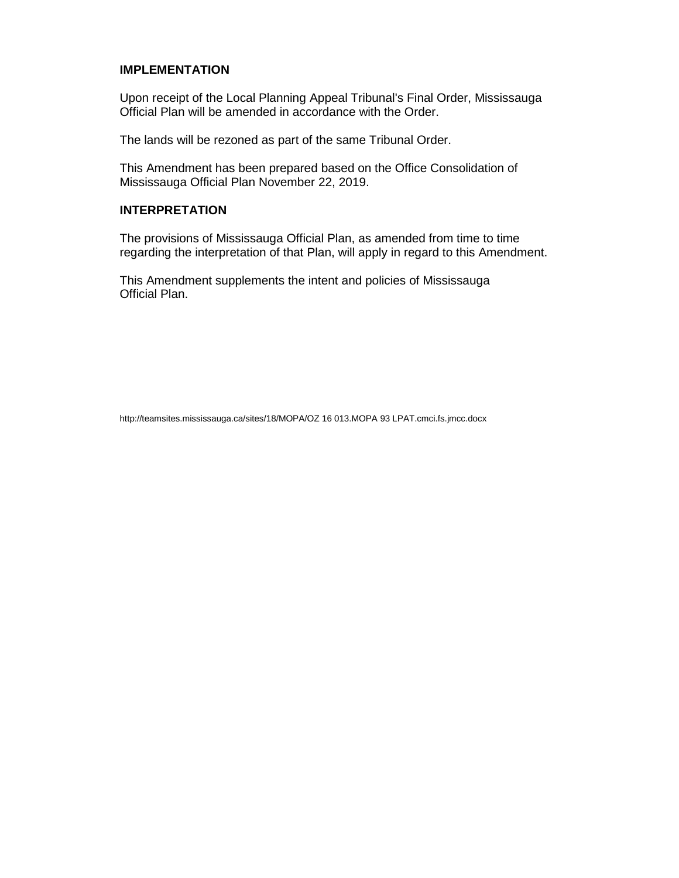**IMPLEMENTATION**

Upon receipt of the Local Planning Appeal Tribunal's Final Order, Mississauga Official Plan will be amended in accordance with the Order.

The lands will be rezoned as part of the same Tribunal Order.

This Amendment has been prepared based on the Office Consolidation of Mississauga Official Plan November 22, 2019.

**INTERPRETATION**

The provisions of Mississauga Official Plan, as amended from time to time regarding the interpretation of that Plan, will apply in regard to this Amendment.

This Amendment supplements the intent and policies of Mississauga Official Plan.

http://teamsites.mississauga.ca/sites/18/MOPA/OZ 16 013.MOPA 93 LPAT.cmci.fs.jmcc.docx